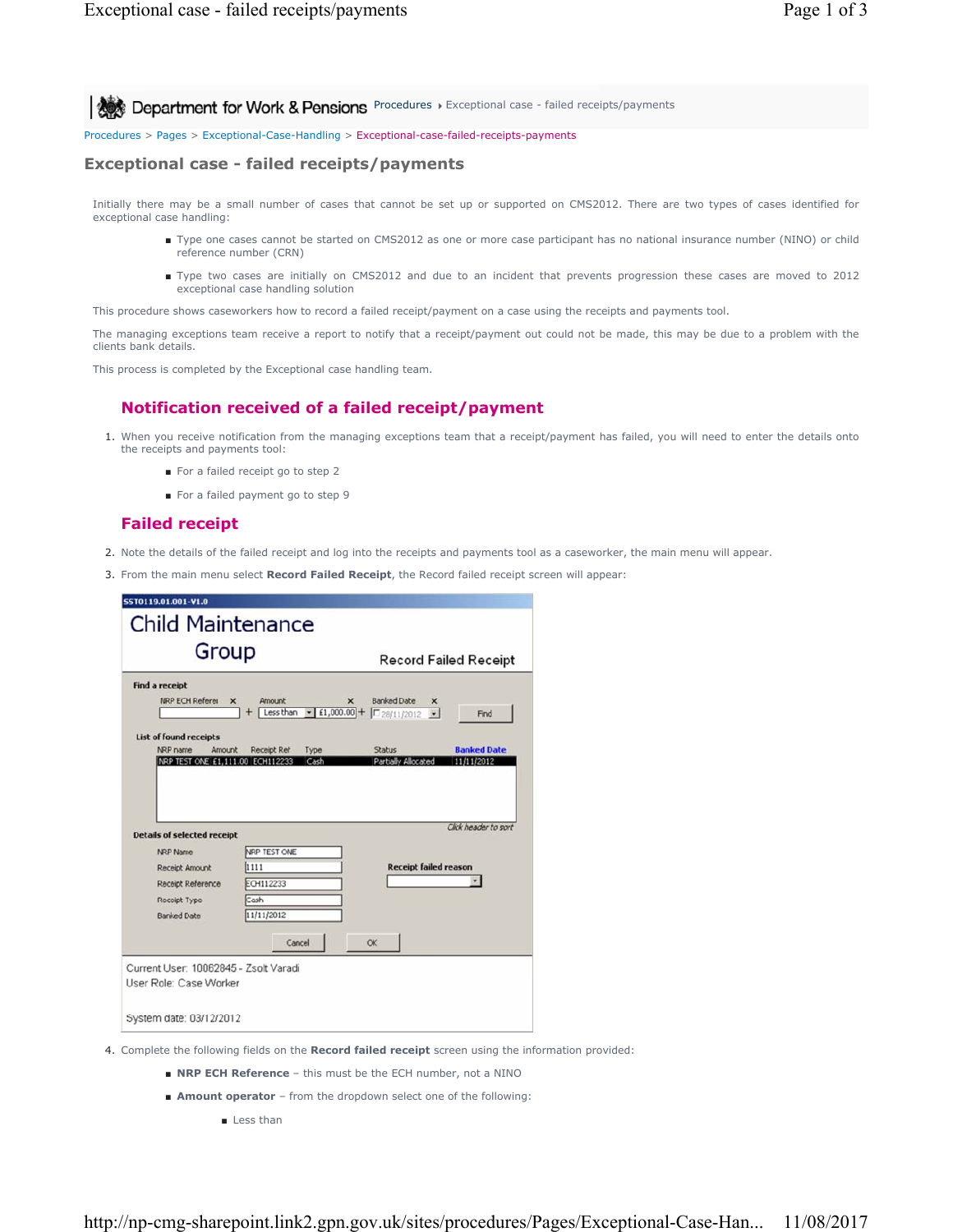Procedures > Pages > Exceptional-Case-Handling > Exceptional-case-failed-receipts-payments

# Exceptional case - failed receipts/payments

Initially there may be a small number of cases that cannot be set up or supported on CMS2012. There are two types of cases identified for exceptional case handling:

- Type one cases cannot be started on CMS2012 as one or more case participant has no national insurance number (NINO) or child reference number (CRN)
- Type two cases are initially on CMS2012 and due to an incident that prevents progression these cases are moved to 2012 exceptional case handling solution

This procedure shows caseworkers how to record a failed receipt/payment on a case using the receipts and payments tool.

The managing exceptions team receive a report to notify that a receipt/payment out could not be made, this may be due to a problem with the clients bank details.

This process is completed by the Exceptional case handling team.

## Notification received of a failed receipt/payment

1. When you receive notification from the managing exceptions team that a receipt/payment has failed, you will need to enter the details onto the receipts and payments tool:
   - For a failed receipt go to step 2
   - For a failed payment go to step 9

## Failed receipt

2. Note the details of the failed receipt and log into the receipts and payments tool as a caseworker, the main menu will appear.
3. From the main menu select **Record Failed Receipt**, the Record failed receipt screen will appear:

SST0119.01.001-V1.0

Child Maintenance Group — Record Failed Receipt

**Find a receipt**

NRP ECH Referei ✕ + Amount ✕ Less than £1,000.00 + Banked Date ✕ 28/11/2012 Find

**List of found receipts**

| NRP name | Amount | Receipt Ref | Type | Status | Banked Date |
|---|---|---|---|---|---|
| NRP TEST ONE | £1,111.00 | ECH112233 | Cash | Partially Allocated | 11/11/2012 |

Click header to sort

**Details of selected receipt**

| | |
|---|---|
| NRP Name | NRP TEST ONE |
| Receipt Amount | 1111 |
| Receipt Reference | ECH112233 |
| Receipt Type | Cash |
| Banked Date | 11/11/2012 |

Receipt failed reason

Cancel OK

Current User: 10062845 - Zsolt Varadi
User Role: Case Worker

System date: 03/12/2012

4. Complete the following fields on the **Record failed receipt** screen using the information provided:
   - **NRP ECH Reference** – this must be the ECH number, not a NINO
   - **Amount operator** – from the dropdown select one of the following:
     - Less than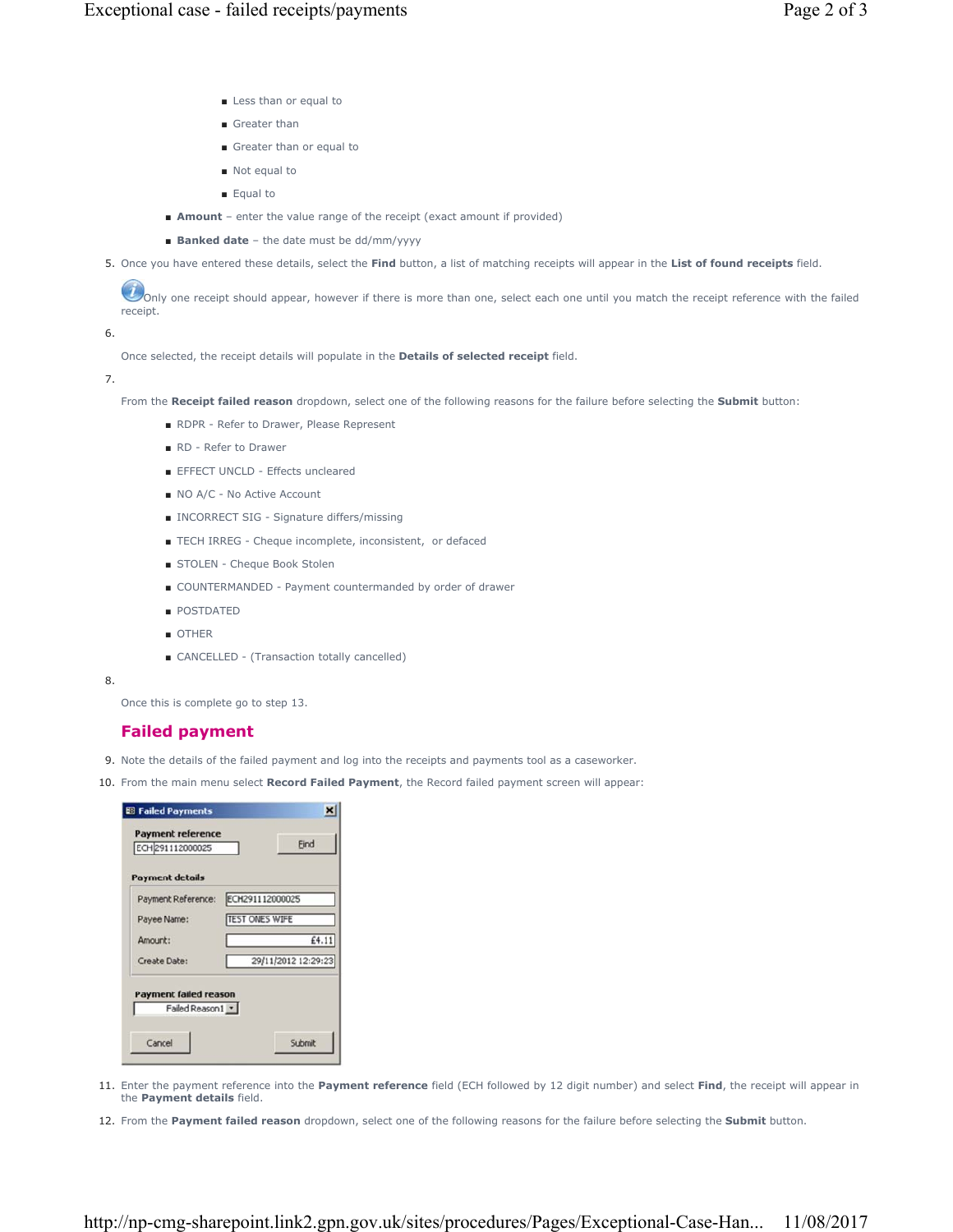- Less than or equal to
- Greater than
- Greater than or equal to
- Not equal to
- Equal to

- **Amount** – enter the value range of the receipt (exact amount if provided)
- **Banked date** – the date must be dd/mm/yyyy

5. Once you have entered these details, select the **Find** button, a list of matching receipts will appear in the **List of found receipts** field.

   Only one receipt should appear, however if there is more than one, select each one until you match the receipt reference with the failed receipt.

6. Once selected, the receipt details will populate in the **Details of selected receipt** field.

7. From the **Receipt failed reason** dropdown, select one of the following reasons for the failure before selecting the **Submit** button:
   - RDPR - Refer to Drawer, Please Represent
   - RD - Refer to Drawer
   - EFFECT UNCLD - Effects uncleared
   - NO A/C - No Active Account
   - INCORRECT SIG - Signature differs/missing
   - TECH IRREG - Cheque incomplete, inconsistent, or defaced
   - STOLEN - Cheque Book Stolen
   - COUNTERMANDED - Payment countermanded by order of drawer
   - POSTDATED
   - OTHER
   - CANCELLED - (Transaction totally cancelled)

8. Once this is complete go to step 13.

## Failed payment

9. Note the details of the failed payment and log into the receipts and payments tool as a caseworker.
10. From the main menu select **Record Failed Payment**, the Record failed payment screen will appear:

Failed Payments

Payment reference: ECH291112000025 [Find]

Payment details
- Payment Reference: ECH291112000025
- Payee Name: TEST ONES WIFE
- Amount: £4.11
- Create Date: 29/11/2012 12:29:23

Payment failed reason: Failed Reason1

[Cancel] [Submit]

11. Enter the payment reference into the **Payment reference** field (ECH followed by 12 digit number) and select **Find**, the receipt will appear in the **Payment details** field.
12. From the **Payment failed reason** dropdown, select one of the following reasons for the failure before selecting the **Submit** button.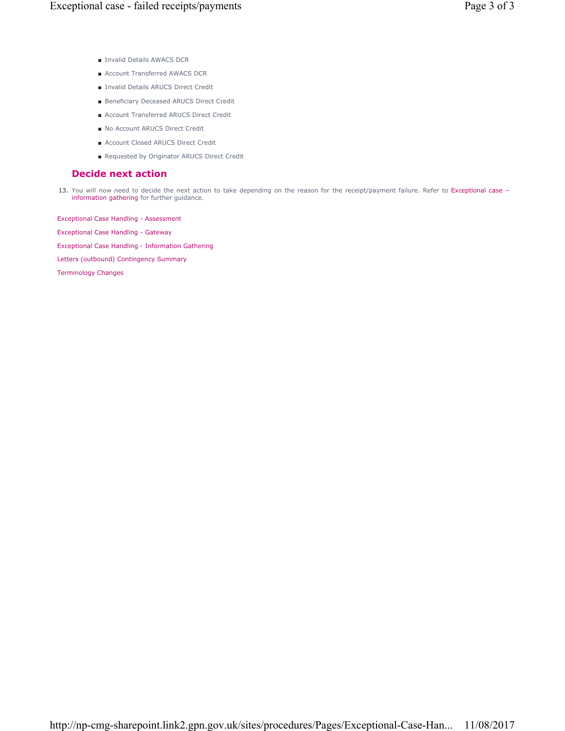- Invalid Details AWACS DCR
- Account Transferred AWACS DCR
- Invalid Details ARUCS Direct Credit
- Beneficiary Deceased ARUCS Direct Credit
- Account Transferred ARUCS Direct Credit
- No Account ARUCS Direct Credit
- Account Closed ARUCS Direct Credit
- Requested by Originator ARUCS Direct Credit

## Decide next action

13. You will now need to decide the next action to take depending on the reason for the receipt/payment failure. Refer to Exceptional case – information gathering for further guidance.

Exceptional Case Handling - Assessment

Exceptional Case Handling - Gateway

Exceptional Case Handling - Information Gathering

Letters (outbound) Contingency Summary

Terminology Changes